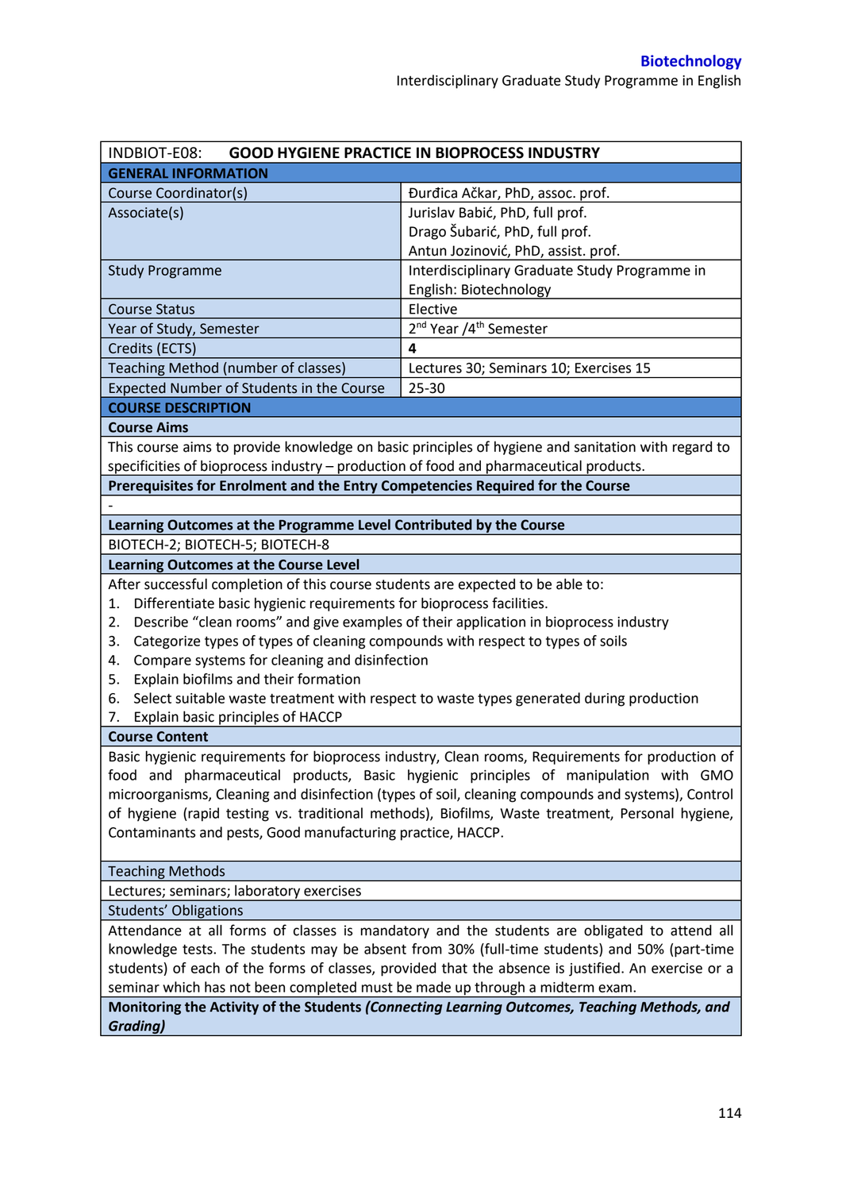| INDBIOT-E08: **GOOD HYGIENE PRACTICE IN BIOPROCESS INDUSTRY** | |
|---|---|
| **GENERAL INFORMATION** | |
| Course Coordinator(s) | Đurđica Ačkar, PhD, assoc. prof. |
| Associate(s) | Jurislav Babić, PhD, full prof.<br>Drago Šubarić, PhD, full prof.<br>Antun Jozinović, PhD, assist. prof. |
| Study Programme | Interdisciplinary Graduate Study Programme in English: Biotechnology |
| Course Status | Elective |
| Year of Study, Semester | 2nd Year /4th Semester |
| Credits (ECTS) | **4** |
| Teaching Method (number of classes) | Lectures 30; Seminars 10; Exercises 15 |
| Expected Number of Students in the Course | 25-30 |
| **COURSE DESCRIPTION** | |
| **Course Aims** | |
| This course aims to provide knowledge on basic principles of hygiene and sanitation with regard to specificities of bioprocess industry – production of food and pharmaceutical products. | |
| **Prerequisites for Enrolment and the Entry Competencies Required for the Course** | |
| - | |
| **Learning Outcomes at the Programme Level Contributed by the Course** | |
| BIOTECH-2; BIOTECH-5; BIOTECH-8 | |
| **Learning Outcomes at the Course Level** | |
| After successful completion of this course students are expected to be able to:<br>1. Differentiate basic hygienic requirements for bioprocess facilities.<br>2. Describe "clean rooms" and give examples of their application in bioprocess industry<br>3. Categorize types of types of cleaning compounds with respect to types of soils<br>4. Compare systems for cleaning and disinfection<br>5. Explain biofilms and their formation<br>6. Select suitable waste treatment with respect to waste types generated during production<br>7. Explain basic principles of HACCP | |
| **Course Content** | |
| Basic hygienic requirements for bioprocess industry, Clean rooms, Requirements for production of food and pharmaceutical products, Basic hygienic principles of manipulation with GMO microorganisms, Cleaning and disinfection (types of soil, cleaning compounds and systems), Control of hygiene (rapid testing vs. traditional methods), Biofilms, Waste treatment, Personal hygiene, Contaminants and pests, Good manufacturing practice, HACCP. | |
| Teaching Methods | |
| Lectures; seminars; laboratory exercises | |
| Students' Obligations | |
| Attendance at all forms of classes is mandatory and the students are obligated to attend all knowledge tests. The students may be absent from 30% (full-time students) and 50% (part-time students) of each of the forms of classes, provided that the absence is justified. An exercise or a seminar which has not been completed must be made up through a midterm exam. | |
| **Monitoring the Activity of the Students *(Connecting Learning Outcomes, Teaching Methods, and Grading)*** | |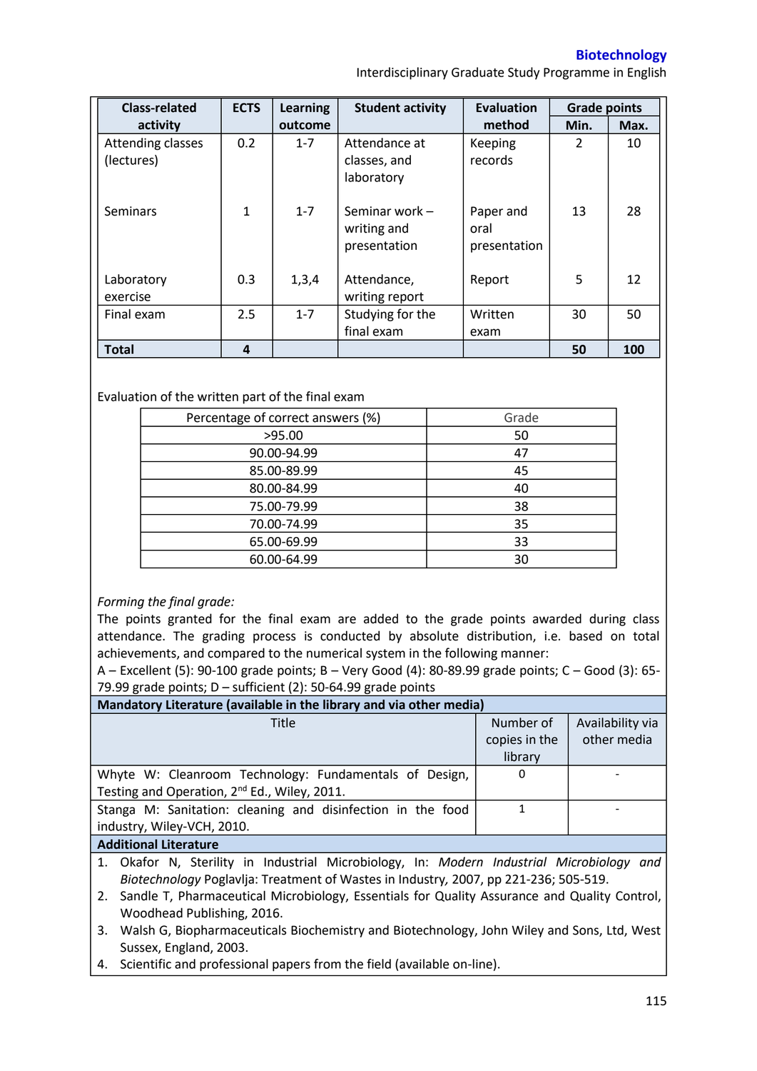| Class-related activity | ECTS | Learning outcome | Student activity | Evaluation method | Grade points | |
|---|---|---|---|---|---|---|
| | | | | | Min. | Max. |
| Attending classes (lectures) | 0.2 | 1-7 | Attendance at classes, and laboratory | Keeping records | 2 | 10 |
| Seminars | 1 | 1-7 | Seminar work – writing and presentation | Paper and oral presentation | 13 | 28 |
| Laboratory exercise | 0.3 | 1,3,4 | Attendance, writing report | Report | 5 | 12 |
| Final exam | 2.5 | 1-7 | Studying for the final exam | Written exam | 30 | 50 |
| **Total** | **4** | | | | **50** | **100** |

Evaluation of the written part of the final exam

| Percentage of correct answers (%) | Grade |
|---|---|
| >95.00 | 50 |
| 90.00-94.99 | 47 |
| 85.00-89.99 | 45 |
| 80.00-84.99 | 40 |
| 75.00-79.99 | 38 |
| 70.00-74.99 | 35 |
| 65.00-69.99 | 33 |
| 60.00-64.99 | 30 |

*Forming the final grade:*

The points granted for the final exam are added to the grade points awarded during class attendance. The grading process is conducted by absolute distribution, i.e. based on total achievements, and compared to the numerical system in the following manner:

A – Excellent (5): 90-100 grade points; B – Very Good (4): 80-89.99 grade points; C – Good (3): 65-79.99 grade points; D – sufficient (2): 50-64.99 grade points

**Mandatory Literature (available in the library and via other media)**

| Title | Number of copies in the library | Availability via other media |
|---|---|---|
| Whyte W: Cleanroom Technology: Fundamentals of Design, Testing and Operation, 2nd Ed., Wiley, 2011. | 0 | - |
| Stanga M: Sanitation: cleaning and disinfection in the food industry, Wiley-VCH, 2010. | 1 | - |

**Additional Literature**

1. Okafor N, Sterility in Industrial Microbiology, In: *Modern Industrial Microbiology and Biotechnology* Poglavlja: Treatment of Wastes in Industry, 2007, pp 221-236; 505-519.
2. Sandle T, Pharmaceutical Microbiology, Essentials for Quality Assurance and Quality Control, Woodhead Publishing, 2016.
3. Walsh G, Biopharmaceuticals Biochemistry and Biotechnology, John Wiley and Sons, Ltd, West Sussex, England, 2003.
4. Scientific and professional papers from the field (available on-line).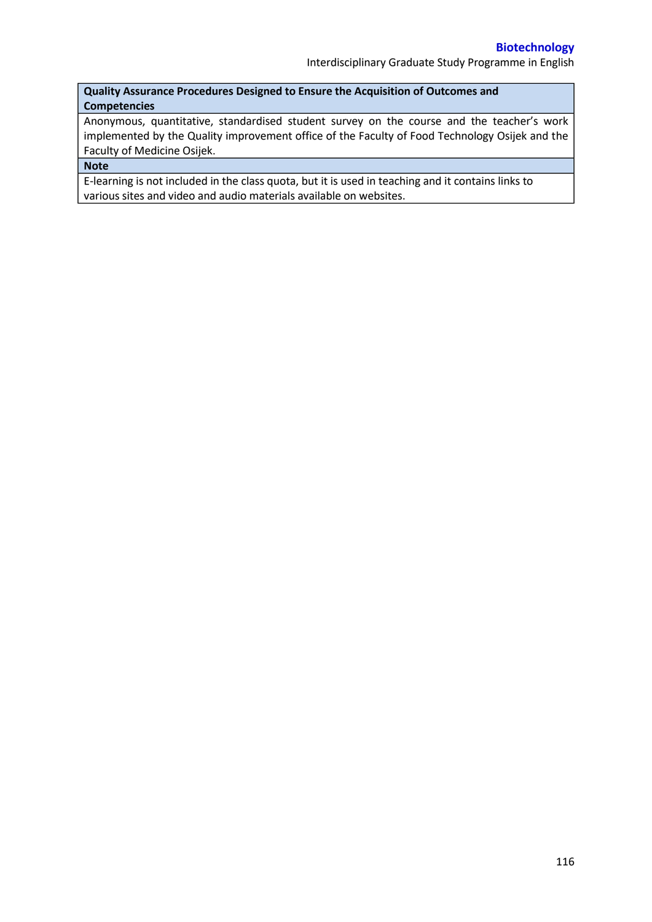| Quality Assurance Procedures Designed to Ensure the Acquisition of Outcomes and Competencies |
| --- |
| Anonymous, quantitative, standardised student survey on the course and the teacher's work implemented by the Quality improvement office of the Faculty of Food Technology Osijek and the Faculty of Medicine Osijek. |
| **Note** |
| E-learning is not included in the class quota, but it is used in teaching and it contains links to various sites and video and audio materials available on websites. |